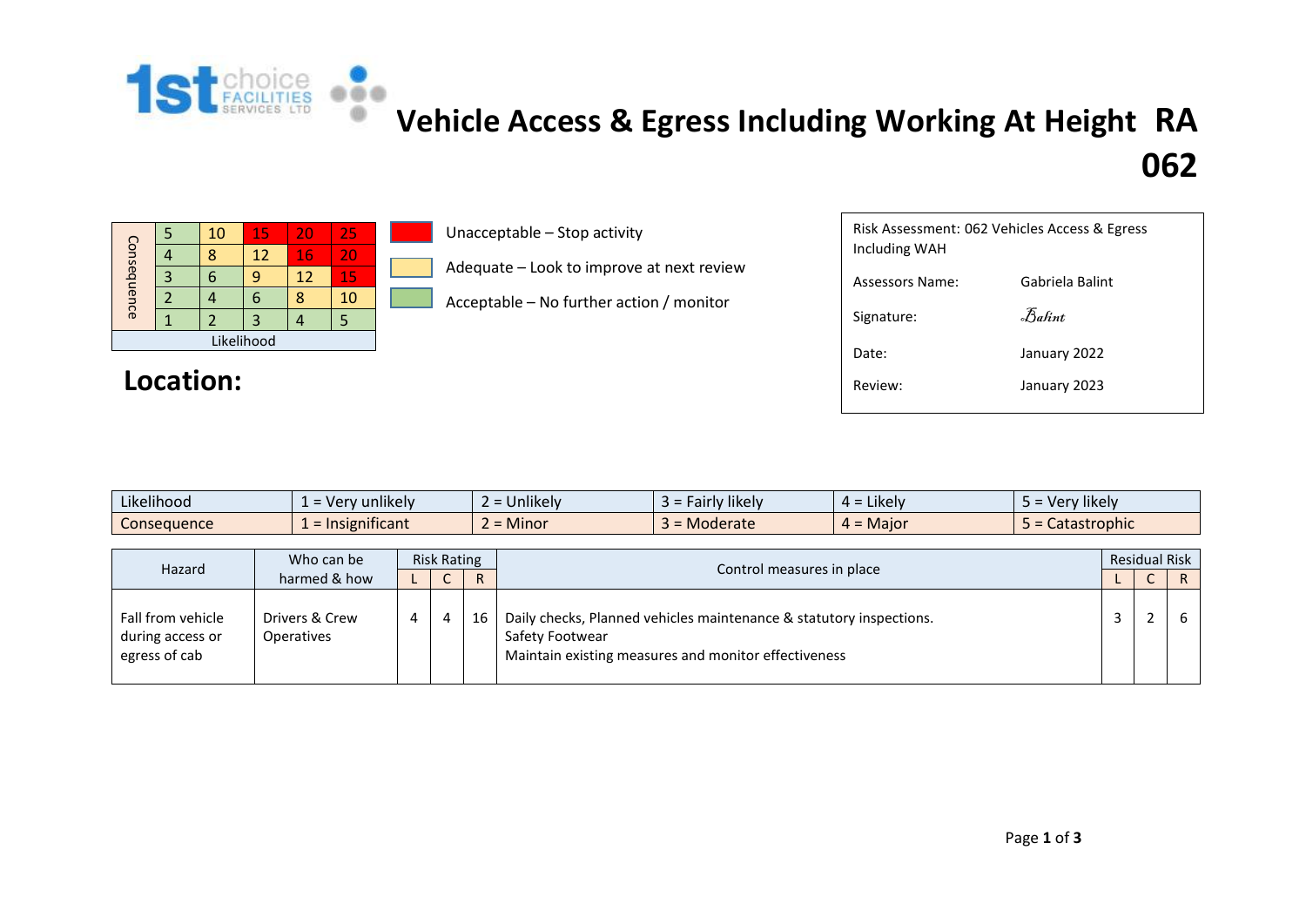# Vehicle Access & Egress Including Working At Height RA 062

| Consequence | | | | | |
|---|---|---|---|---|---|
| | 5 | 10 | 15 | 20 | 25 |
| | 4 | 8 | 12 | 16 | 20 |
| | 3 | 6 | 9 | 12 | 15 |
| | 2 | 4 | 6 | 8 | 10 |
| | 1 | 2 | 3 | 4 | 5 |
| Likelihood | | | | | |

- Unacceptable – Stop activity
- Adequate – Look to improve at next review
- Acceptable – No further action / monitor

| | |
|---|---|
| Risk Assessment: 062 Vehicles Access & Egress Including WAH | |
| Assessors Name: | Gabriela Balint |
| Signature: | Balint |
| Date: | January 2022 |
| Review: | January 2023 |

## Location:

| Likelihood | 1 = Very unlikely | 2 = Unlikely | 3 = Fairly likely | 4 = Likely | 5 = Very likely |
|---|---|---|---|---|---|
| Consequence | 1 = Insignificant | 2 = Minor | 3 = Moderate | 4 = Major | 5 = Catastrophic |

| Hazard | Who can be harmed & how | Risk Rating | | | Control measures in place | Residual Risk | | |
|---|---|---|---|---|---|---|---|---|
| | | L | C | R | | L | C | R |
| Fall from vehicle during access or egress of cab | Drivers & Crew Operatives | 4 | 4 | 16 | Daily checks, Planned vehicles maintenance & statutory inspections.<br>Safety Footwear<br>Maintain existing measures and monitor effectiveness | 3 | 2 | 6 |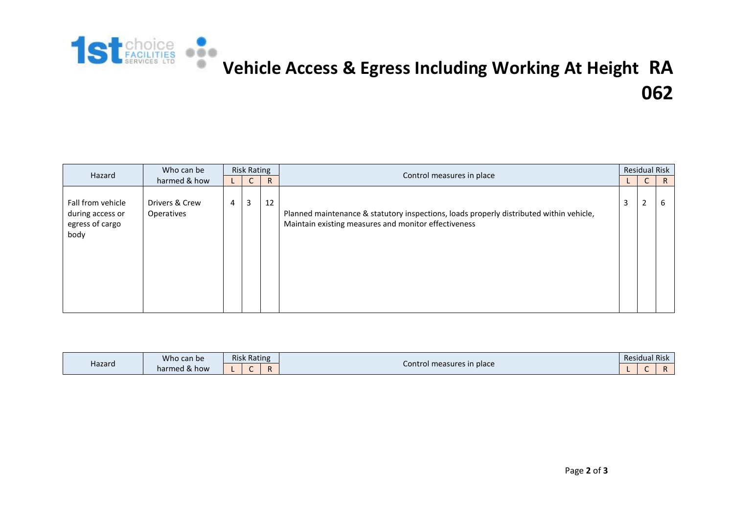# Vehicle Access & Egress Including Working At Height RA 062

| Hazard | Who can be harmed & how | Risk Rating | | | Control measures in place | Residual Risk | | |
|---|---|---|---|---|---|---|---|---|
| | | L | C | R | | L | C | R |
| Fall from vehicle during access or egress of cargo body | Drivers & Crew Operatives | 4 | 3 | 12 | Planned maintenance & statutory inspections, loads properly distributed within vehicle, Maintain existing measures and monitor effectiveness | 3 | 2 | 6 |

| Hazard | Who can be harmed & how | Risk Rating | | | Control measures in place | Residual Risk | | |
|---|---|---|---|---|---|---|---|---|
| | | L | C | R | | L | C | R |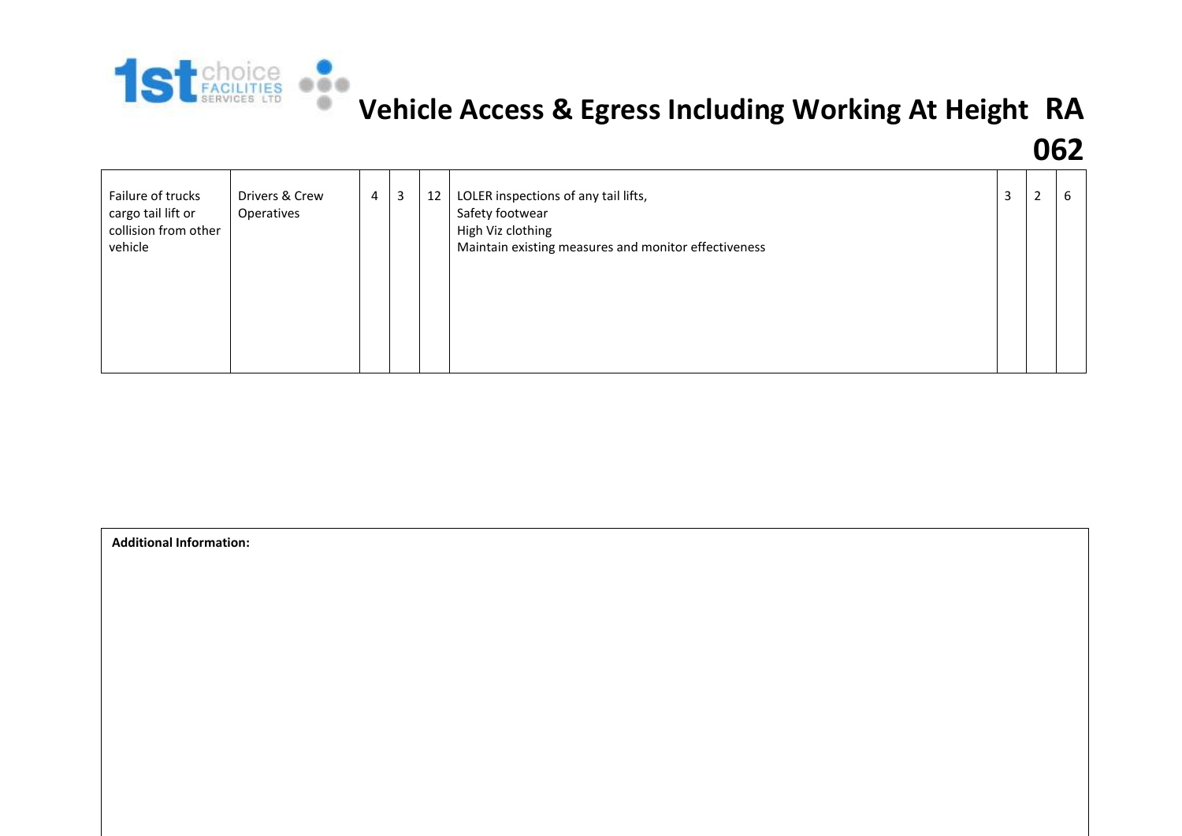# Vehicle Access & Egress Including Working At Height RA 062

| | | | | | | | | |
|---|---|---|---|---|---|---|---|---|
| Failure of trucks cargo tail lift or collision from other vehicle | Drivers & Crew Operatives | 4 | 3 | 12 | LOLER inspections of any tail lifts,<br>Safety footwear<br>High Viz clothing<br>Maintain existing measures and monitor effectiveness | 3 | 2 | 6 |

**Additional Information:**